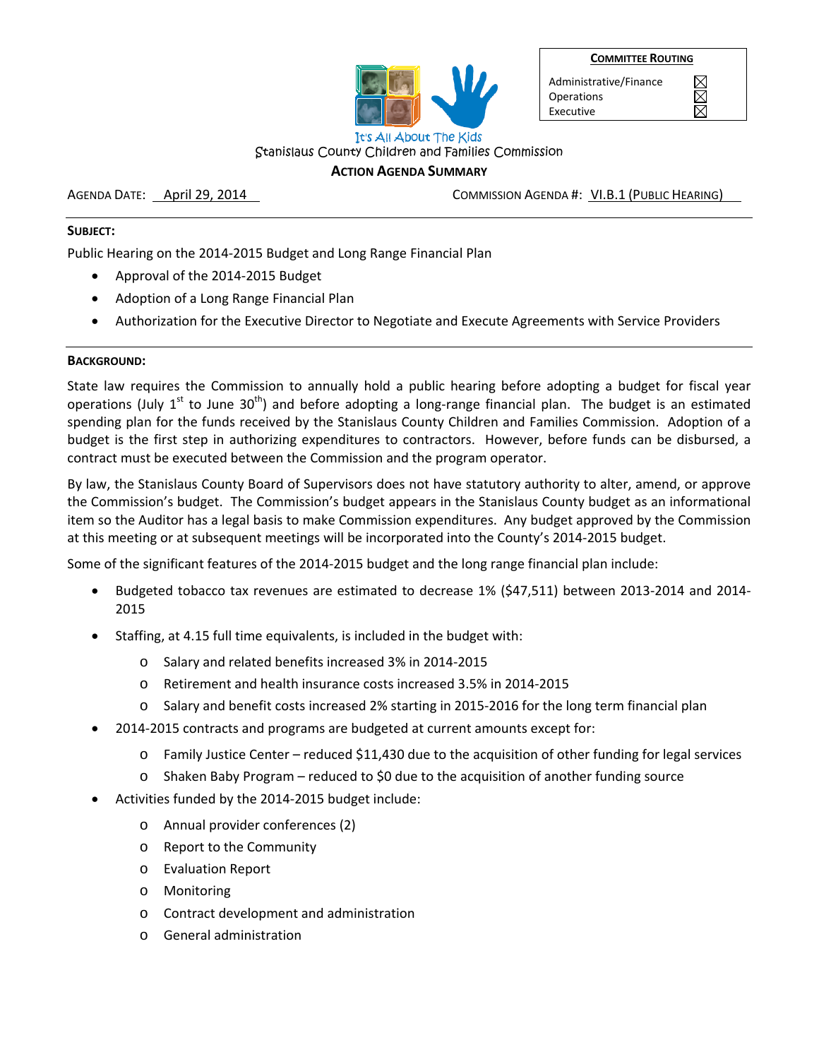| COMMITTEE ROUTING | |
|---|---|
| Administrative/Finance | ☒ |
| Operations | ☒ |
| Executive | ☒ |

It's All About The Kids

Stanislaus County Children and Families Commission

**ACTION AGENDA SUMMARY**

AGENDA DATE: April 29, 2014 COMMISSION AGENDA #: VI.B.1 (PUBLIC HEARING)

**SUBJECT:**

Public Hearing on the 2014-2015 Budget and Long Range Financial Plan

- Approval of the 2014-2015 Budget
- Adoption of a Long Range Financial Plan
- Authorization for the Executive Director to Negotiate and Execute Agreements with Service Providers

**BACKGROUND:**

State law requires the Commission to annually hold a public hearing before adopting a budget for fiscal year operations (July 1st to June 30th) and before adopting a long-range financial plan. The budget is an estimated spending plan for the funds received by the Stanislaus County Children and Families Commission. Adoption of a budget is the first step in authorizing expenditures to contractors. However, before funds can be disbursed, a contract must be executed between the Commission and the program operator.

By law, the Stanislaus County Board of Supervisors does not have statutory authority to alter, amend, or approve the Commission's budget. The Commission's budget appears in the Stanislaus County budget as an informational item so the Auditor has a legal basis to make Commission expenditures. Any budget approved by the Commission at this meeting or at subsequent meetings will be incorporated into the County's 2014-2015 budget.

Some of the significant features of the 2014-2015 budget and the long range financial plan include:

- Budgeted tobacco tax revenues are estimated to decrease 1% ($47,511) between 2013-2014 and 2014-2015
- Staffing, at 4.15 full time equivalents, is included in the budget with:
  - Salary and related benefits increased 3% in 2014-2015
  - Retirement and health insurance costs increased 3.5% in 2014-2015
  - Salary and benefit costs increased 2% starting in 2015-2016 for the long term financial plan
- 2014-2015 contracts and programs are budgeted at current amounts except for:
  - Family Justice Center – reduced $11,430 due to the acquisition of other funding for legal services
  - Shaken Baby Program – reduced to $0 due to the acquisition of another funding source
- Activities funded by the 2014-2015 budget include:
  - Annual provider conferences (2)
  - Report to the Community
  - Evaluation Report
  - Monitoring
  - Contract development and administration
  - General administration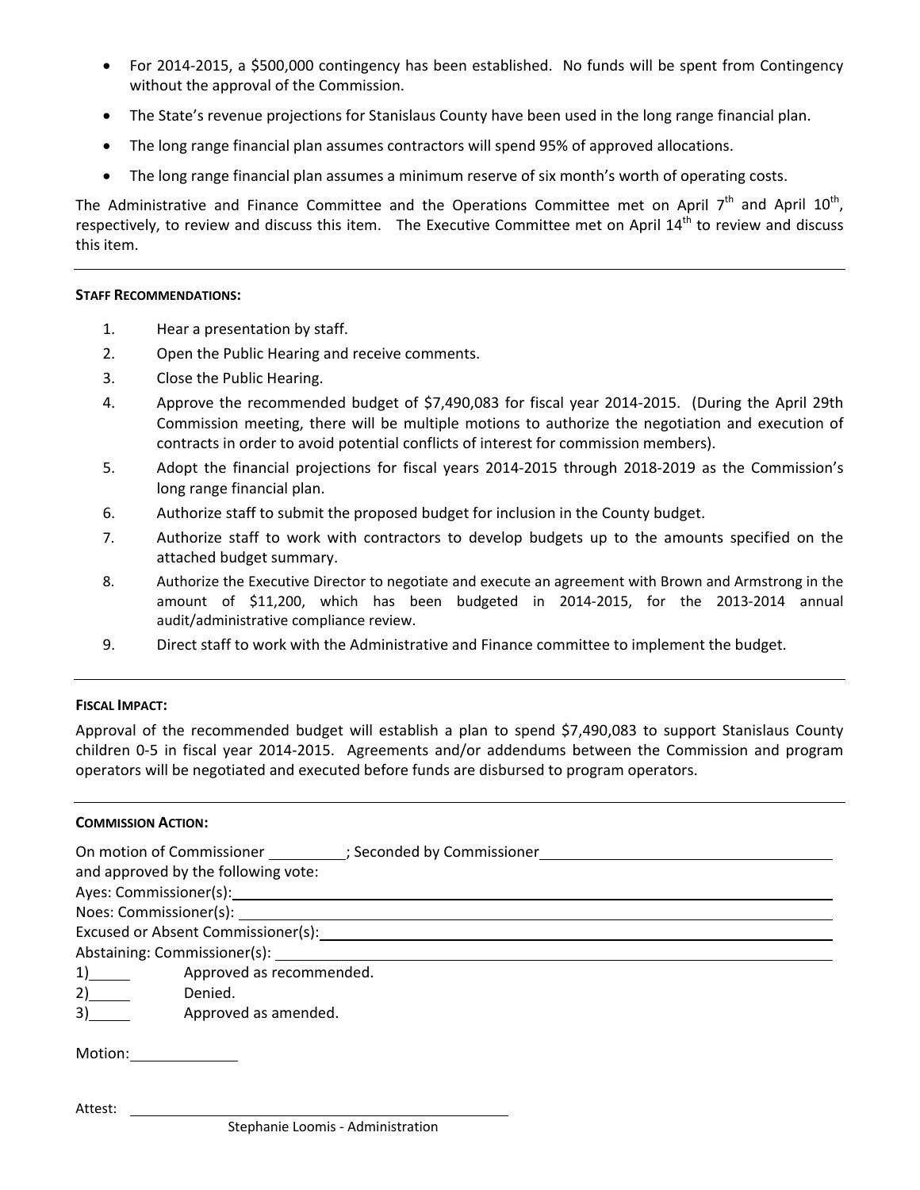- For 2014-2015, a $500,000 contingency has been established. No funds will be spent from Contingency without the approval of the Commission.
- The State's revenue projections for Stanislaus County have been used in the long range financial plan.
- The long range financial plan assumes contractors will spend 95% of approved allocations.
- The long range financial plan assumes a minimum reserve of six month's worth of operating costs.

The Administrative and Finance Committee and the Operations Committee met on April 7th and April 10th, respectively, to review and discuss this item. The Executive Committee met on April 14th to review and discuss this item.

---

**STAFF RECOMMENDATIONS:**

1. Hear a presentation by staff.
2. Open the Public Hearing and receive comments.
3. Close the Public Hearing.
4. Approve the recommended budget of $7,490,083 for fiscal year 2014-2015. (During the April 29th Commission meeting, there will be multiple motions to authorize the negotiation and execution of contracts in order to avoid potential conflicts of interest for commission members).
5. Adopt the financial projections for fiscal years 2014-2015 through 2018-2019 as the Commission's long range financial plan.
6. Authorize staff to submit the proposed budget for inclusion in the County budget.
7. Authorize staff to work with contractors to develop budgets up to the amounts specified on the attached budget summary.
8. Authorize the Executive Director to negotiate and execute an agreement with Brown and Armstrong in the amount of $11,200, which has been budgeted in 2014-2015, for the 2013-2014 annual audit/administrative compliance review.
9. Direct staff to work with the Administrative and Finance committee to implement the budget.

---

**FISCAL IMPACT:**

Approval of the recommended budget will establish a plan to spend $7,490,083 to support Stanislaus County children 0-5 in fiscal year 2014-2015. Agreements and/or addendums between the Commission and program operators will be negotiated and executed before funds are disbursed to program operators.

---

**COMMISSION ACTION:**

On motion of Commissioner \_\_\_\_\_\_\_\_\_\_; Seconded by Commissioner \_\_\_\_\_\_\_\_\_\_\_\_\_\_\_\_\_\_\_\_
and approved by the following vote:
Ayes: Commissioner(s): \_\_\_\_\_\_\_\_\_\_\_\_\_\_\_\_\_\_\_\_
Noes: Commissioner(s): \_\_\_\_\_\_\_\_\_\_\_\_\_\_\_\_\_\_\_\_
Excused or Absent Commissioner(s): \_\_\_\_\_\_\_\_\_\_\_\_\_\_\_\_\_\_\_\_
Abstaining: Commissioner(s): \_\_\_\_\_\_\_\_\_\_\_\_\_\_\_\_\_\_\_\_

1)\_\_\_\_\_ Approved as recommended.
2)\_\_\_\_\_ Denied.
3)\_\_\_\_\_ Approved as amended.

Motion: \_\_\_\_\_\_\_\_\_\_\_\_\_\_

Attest: \_\_\_\_\_\_\_\_\_\_\_\_\_\_\_\_\_\_\_\_\_\_\_\_\_\_\_\_\_\_
Stephanie Loomis - Administration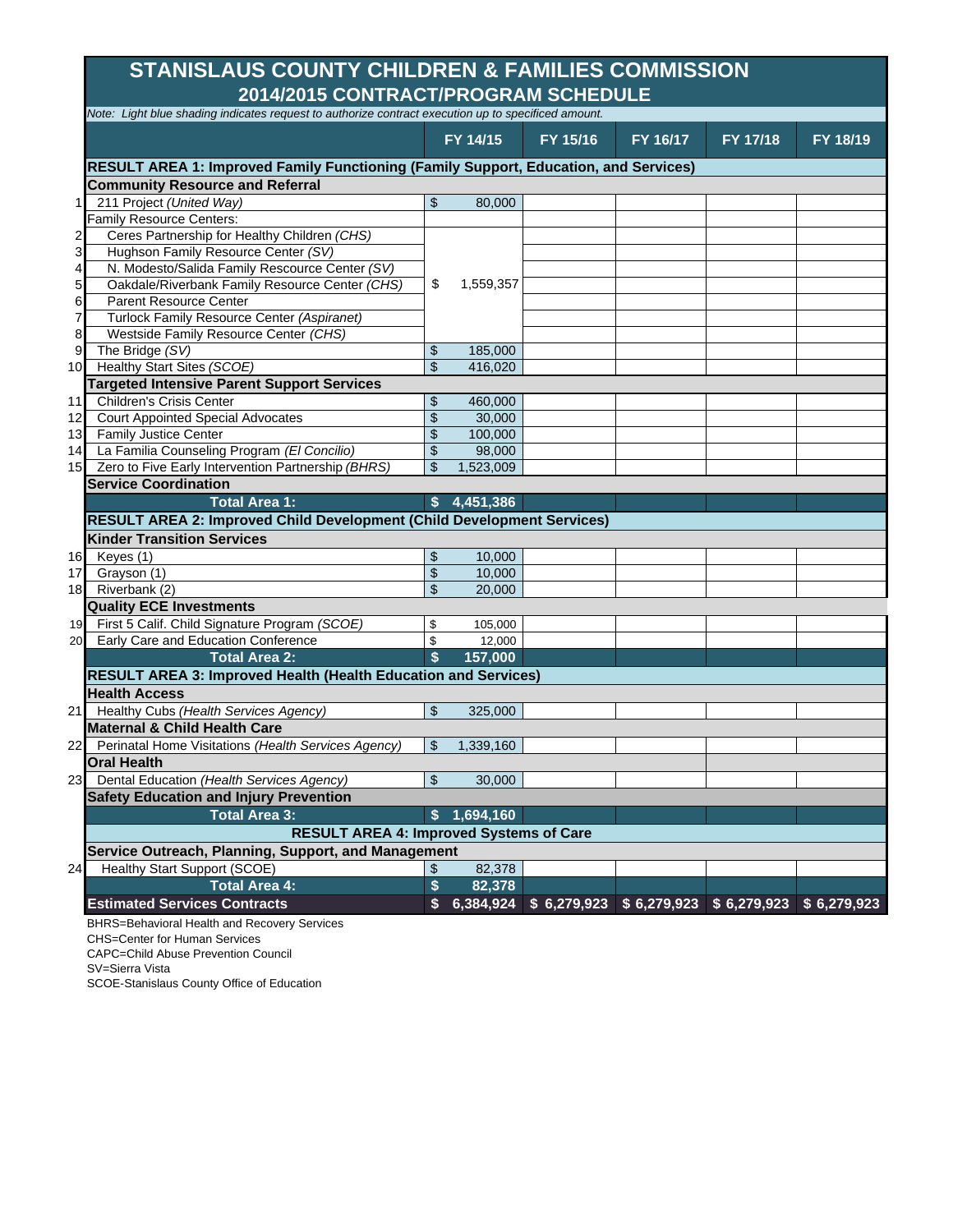# STANISLAUS COUNTY CHILDREN & FAMILIES COMMISSION

## 2014/2015 CONTRACT/PROGRAM SCHEDULE

*Note: Light blue shading indicates request to authorize contract execution up to specificed amount.*

| # | | FY 14/15 | FY 15/16 | FY 16/17 | FY 17/18 | FY 18/19 |
|---|---|---|---|---|---|---|
| | **RESULT AREA 1: Improved Family Functioning (Family Support, Education, and Services)** | | | | | |
| | **Community Resource and Referral** | | | | | |
| 1 | 211 Project *(United Way)* | $ 80,000 | | | | |
| | Family Resource Centers: | | | | | |
| 2 | Ceres Partnership for Healthy Children *(CHS)* | | | | | |
| 3 | Hughson Family Resource Center *(SV)* | | | | | |
| 4 | N. Modesto/Salida Family Rescource Center *(SV)* | | | | | |
| 5 | Oakdale/Riverbank Family Resource Center *(CHS)* | $ 1,559,357 | | | | |
| 6 | Parent Resource Center | | | | | |
| 7 | Turlock Family Resource Center *(Aspiranet)* | | | | | |
| 8 | Westside Family Resource Center *(CHS)* | | | | | |
| 9 | The Bridge *(SV)* | $ 185,000 | | | | |
| 10 | Healthy Start Sites *(SCOE)* | $ 416,020 | | | | |
| | **Targeted Intensive Parent Support Services** | | | | | |
| 11 | Children's Crisis Center | $ 460,000 | | | | |
| 12 | Court Appointed Special Advocates | $ 30,000 | | | | |
| 13 | Family Justice Center | $ 100,000 | | | | |
| 14 | La Familia Counseling Program *(El Concilio)* | $ 98,000 | | | | |
| 15 | Zero to Five Early Intervention Partnership *(BHRS)* | $ 1,523,009 | | | | |
| | **Service Coordination** | | | | | |
| | **Total Area 1:** | **$ 4,451,386** | | | | |
| | **RESULT AREA 2: Improved Child Development (Child Development Services)** | | | | | |
| | **Kinder Transition Services** | | | | | |
| 16 | Keyes (1) | $ 10,000 | | | | |
| 17 | Grayson (1) | $ 10,000 | | | | |
| 18 | Riverbank (2) | $ 20,000 | | | | |
| | **Quality ECE Investments** | | | | | |
| 19 | First 5 Calif. Child Signature Program *(SCOE)* | $ 105,000 | | | | |
| 20 | Early Care and Education Conference | $ 12,000 | | | | |
| | **Total Area 2:** | **$ 157,000** | | | | |
| | **RESULT AREA 3: Improved Health (Health Education and Services)** | | | | | |
| | **Health Access** | | | | | |
| 21 | Healthy Cubs *(Health Services Agency)* | $ 325,000 | | | | |
| | **Maternal & Child Health Care** | | | | | |
| 22 | Perinatal Home Visitations *(Health Services Agency)* | $ 1,339,160 | | | | |
| | **Oral Health** | | | | | |
| 23 | Dental Education *(Health Services Agency)* | $ 30,000 | | | | |
| | **Safety Education and Injury Prevention** | | | | | |
| | **Total Area 3:** | **$ 1,694,160** | | | | |
| | **RESULT AREA 4: Improved Systems of Care** | | | | | |
| | **Service Outreach, Planning, Support, and Management** | | | | | |
| 24 | Healthy Start Support (SCOE) | $ 82,378 | | | | |
| | **Total Area 4:** | **$ 82,378** | | | | |
| | **Estimated Services Contracts** | **$ 6,384,924** | **$ 6,279,923** | **$ 6,279,923** | **$ 6,279,923** | **$ 6,279,923** |

BHRS=Behavioral Health and Recovery Services
CHS=Center for Human Services
CAPC=Child Abuse Prevention Council
SV=Sierra Vista
SCOE-Stanislaus County Office of Education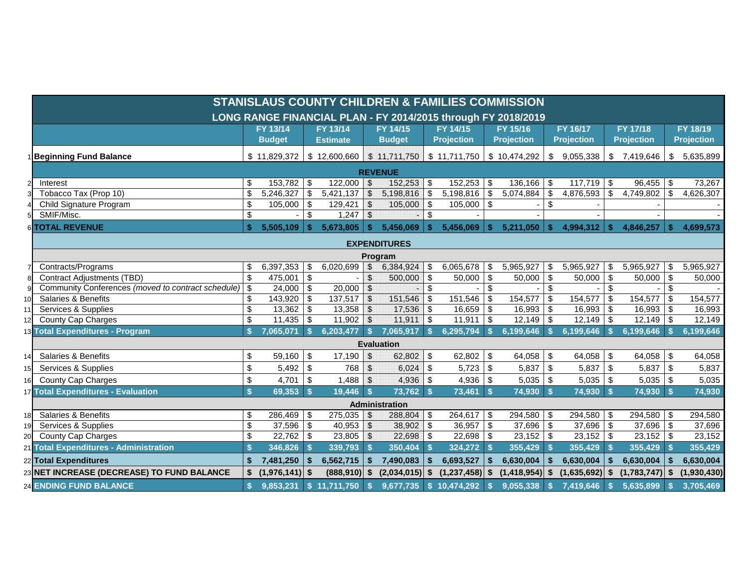# STANISLAUS COUNTY CHILDREN & FAMILIES COMMISSION

## LONG RANGE FINANCIAL PLAN - FY 2014/2015 through FY 2018/2019

| | | FY 13/14 Budget | FY 13/14 Estimate | FY 14/15 Budget | FY 14/15 Projection | FY 15/16 Projection | FY 16/17 Projection | FY 17/18 Projection | FY 18/19 Projection |
|---|---|---|---|---|---|---|---|---|---|
| 1 | **Beginning Fund Balance** | $ 11,829,372 | $ 12,600,660 | $ 11,711,750 | $ 11,711,750 | $ 10,474,292 | $ 9,055,338 | $ 7,419,646 | $ 5,635,899 |
| | **REVENUE** | | | | | | | | |
| 2 | Interest | $ 153,782 | $ 122,000 | $ 152,253 | $ 152,253 | $ 136,166 | $ 117,719 | $ 96,455 | $ 73,267 |
| 3 | Tobacco Tax (Prop 10) | $ 5,246,327 | $ 5,421,137 | $ 5,198,816 | $ 5,198,816 | $ 5,074,884 | $ 4,876,593 | $ 4,749,802 | $ 4,626,307 |
| 4 | Child Signature Program | $ 105,000 | $ 129,421 | $ 105,000 | $ 105,000 | $ - | $ - | - | - |
| 5 | SMIF/Misc. | $ - | $ 1,247 | $ - | $ - | - | - | - | - |
| 6 | **TOTAL REVENUE** | **$ 5,505,109** | **$ 5,673,805** | **$ 5,456,069** | **$ 5,456,069** | **$ 5,211,050** | **$ 4,994,312** | **$ 4,846,257** | **$ 4,699,573** |
| | **EXPENDITURES** | | | | | | | | |
| | **Program** | | | | | | | | |
| 7 | Contracts/Programs | $ 6,397,353 | $ 6,020,699 | $ 6,384,924 | $ 6,065,678 | $ 5,965,927 | $ 5,965,927 | $ 5,965,927 | $ 5,965,927 |
| 8 | Contract Adjustments (TBD) | $ 475,001 | $ - | $ 500,000 | $ 50,000 | $ 50,000 | $ 50,000 | $ 50,000 | $ 50,000 |
| 9 | Community Conferences *(moved to contract schedule)* | $ 24,000 | $ 20,000 | $ - | $ - | $ - | $ - | $ - | $ - |
| 10 | Salaries & Benefits | $ 143,920 | $ 137,517 | $ 151,546 | $ 151,546 | $ 154,577 | $ 154,577 | $ 154,577 | $ 154,577 |
| 11 | Services & Supplies | $ 13,362 | $ 13,358 | $ 17,536 | $ 16,659 | $ 16,993 | $ 16,993 | $ 16,993 | $ 16,993 |
| 12 | County Cap Charges | $ 11,435 | $ 11,902 | $ 11,911 | $ 11,911 | $ 12,149 | $ 12,149 | $ 12,149 | $ 12,149 |
| 13 | **Total Expenditures - Program** | **$ 7,065,071** | **$ 6,203,477** | **$ 7,065,917** | **$ 6,295,794** | **$ 6,199,646** | **$ 6,199,646** | **$ 6,199,646** | **$ 6,199,646** |
| | **Evaluation** | | | | | | | | |
| 14 | Salaries & Benefits | $ 59,160 | $ 17,190 | $ 62,802 | $ 62,802 | $ 64,058 | $ 64,058 | $ 64,058 | $ 64,058 |
| 15 | Services & Supplies | $ 5,492 | $ 768 | $ 6,024 | $ 5,723 | $ 5,837 | $ 5,837 | $ 5,837 | $ 5,837 |
| 16 | County Cap Charges | $ 4,701 | $ 1,488 | $ 4,936 | $ 4,936 | $ 5,035 | $ 5,035 | $ 5,035 | $ 5,035 |
| 17 | **Total Expenditures - Evaluation** | **$ 69,353** | **$ 19,446** | **$ 73,762** | **$ 73,461** | **$ 74,930** | **$ 74,930** | **$ 74,930** | **$ 74,930** |
| | **Administration** | | | | | | | | |
| 18 | Salaries & Benefits | $ 286,469 | $ 275,035 | $ 288,804 | $ 264,617 | $ 294,580 | $ 294,580 | $ 294,580 | $ 294,580 |
| 19 | Services & Supplies | $ 37,596 | $ 40,953 | $ 38,902 | $ 36,957 | $ 37,696 | $ 37,696 | $ 37,696 | $ 37,696 |
| 20 | County Cap Charges | $ 22,762 | $ 23,805 | $ 22,698 | $ 22,698 | $ 23,152 | $ 23,152 | $ 23,152 | $ 23,152 |
| 21 | **Total Expenditures - Administration** | **$ 346,826** | **$ 339,793** | **$ 350,404** | **$ 324,272** | **$ 355,429** | **$ 355,429** | **$ 355,429** | **$ 355,429** |
| 22 | **Total Expenditures** | **$ 7,481,250** | **$ 6,562,715** | **$ 7,490,083** | **$ 6,693,527** | **$ 6,630,004** | **$ 6,630,004** | **$ 6,630,004** | **$ 6,630,004** |
| 23 | **NET INCREASE (DECREASE) TO FUND BALANCE** | **$ (1,976,141)** | **$ (888,910)** | **$ (2,034,015)** | **$ (1,237,458)** | **$ (1,418,954)** | **$ (1,635,692)** | **$ (1,783,747)** | **$ (1,930,430)** |
| 24 | **ENDING FUND BALANCE** | **$ 9,853,231** | **$ 11,711,750** | **$ 9,677,735** | **$ 10,474,292** | **$ 9,055,338** | **$ 7,419,646** | **$ 5,635,899** | **$ 3,705,469** |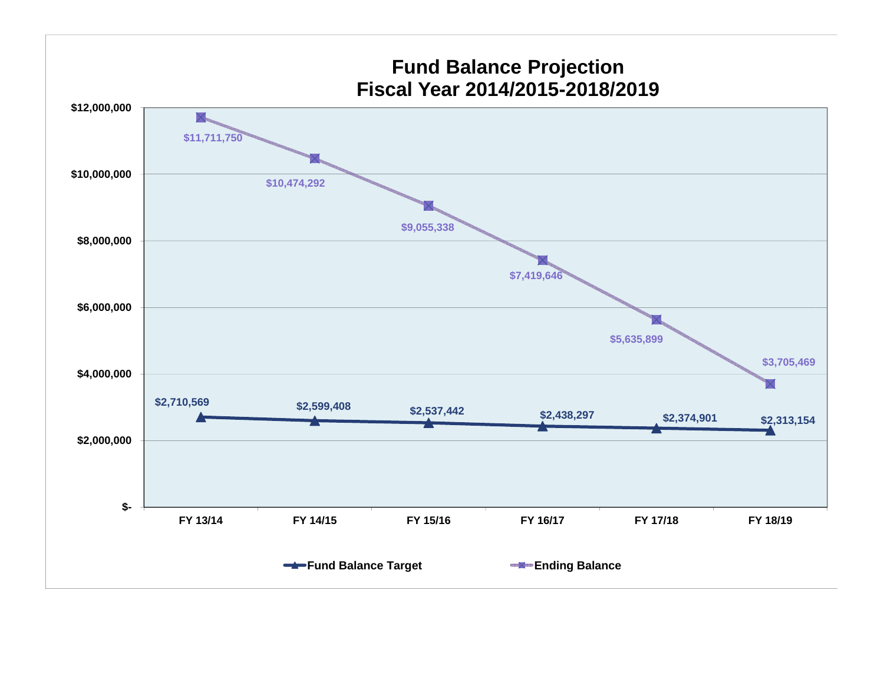# Fund Balance Projection
# Fiscal Year 2014/2015-2018/2019

$12,000,000
$10,000,000
$8,000,000
$6,000,000
$4,000,000
$2,000,000
$-

$11,711,750
$10,474,292
$9,055,338
$7,419,646
$5,635,899
$3,705,469

$2,710,569
$2,599,408
$2,537,442
$2,438,297
$2,374,901
$2,313,154

FY 13/14
FY 14/15
FY 15/16
FY 16/17
FY 17/18
FY 18/19

Fund Balance Target
Ending Balance